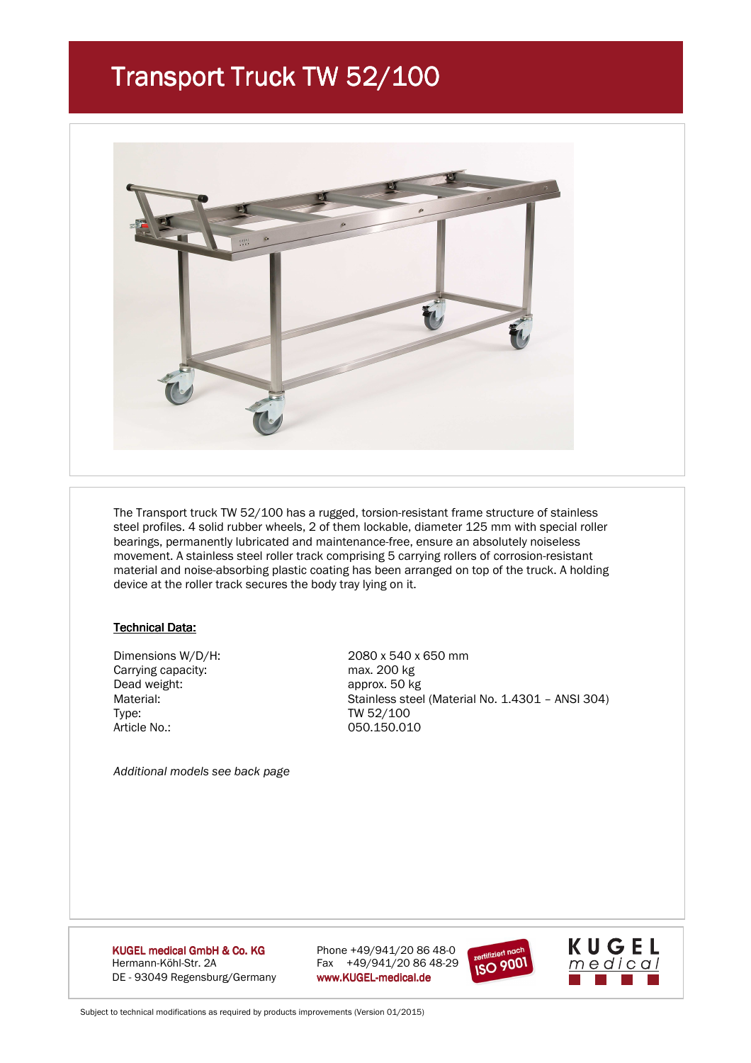# Transport Truck TW 52/100

The Transport truck TW 52/100 has a rugged, torsion-resistant frame structure of stainless steel profiles. 4 solid rubber wheels, 2 of them lockable, diameter 125 mm with special roller bearings, permanently lubricated and maintenance-free, ensure an absolutely noiseless movement. A stainless steel roller track comprising 5 carrying rollers of corrosion-resistant material and noise-absorbing plastic coating has been arranged on top of the truck. A holding device at the roller track secures the body tray lying on it.

**Technical Data:**

| | |
|---|---|
| Dimensions W/D/H: | 2080 x 540 x 650 mm |
| Carrying capacity: | max. 200 kg |
| Dead weight: | approx. 50 kg |
| Material: | Stainless steel (Material No. 1.4301 – ANSI 304) |
| Type: | TW 52/100 |
| Article No.: | 050.150.010 |

*Additional models see back page*

**KUGEL medical GmbH & Co. KG**
Hermann-Köhl-Str. 2A
DE - 93049 Regensburg/Germany

Phone +49/941/20 86 48-0
Fax +49/941/20 86 48-29
www.KUGEL-medical.de

zertifiziert nach ISO 9001

KUGEL medical

Subject to technical modifications as required by products improvements (Version 01/2015)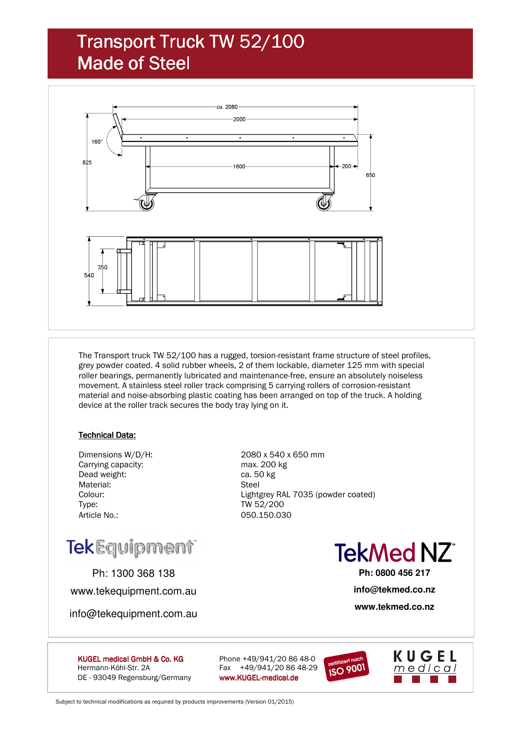# Transport Truck TW 52/100
# Made of Steel

ca. 2080

2000

160°

825

1600

200

650

350

540

The Transport truck TW 52/100 has a rugged, torsion-resistant frame structure of steel profiles, grey powder coated. 4 solid rubber wheels, 2 of them lockable, diameter 125 mm with special roller bearings, permanently lubricated and maintenance-free, ensure an absolutely noiseless movement. A stainless steel roller track comprising 5 carrying rollers of corrosion-resistant material and noise-absorbing plastic coating has been arranged on top of the truck. A holding device at the roller track secures the body tray lying on it.

## Technical Data:

| | |
|---|---|
| Dimensions W/D/H: | 2080 x 540 x 650 mm |
| Carrying capacity: | max. 200 kg |
| Dead weight: | ca. 50 kg |
| Material: | Steel |
| Colour: | Lightgrey RAL 7035 (powder coated) |
| Type: | TW 52/200 |
| Article No.: | 050.150.030 |

TekEquipment

Ph: 1300 368 138

www.tekequipment.com.au

info@tekequipment.com.au

TekMed NZ

**Ph: 0800 456 217**

**info@tekmed.co.nz**

**www.tekmed.co.nz**

**KUGEL medical GmbH & Co. KG**
Hermann-Köhl-Str. 2A
DE - 93049 Regensburg/Germany

Phone +49/941/20 86 48-0
Fax +49/941/20 86 48-29
**www.KUGEL-medical.de**

zertifiziert nach ISO 9001

KUGEL medical

Subject to technical modifications as required by products improvements (Version 01/2015)